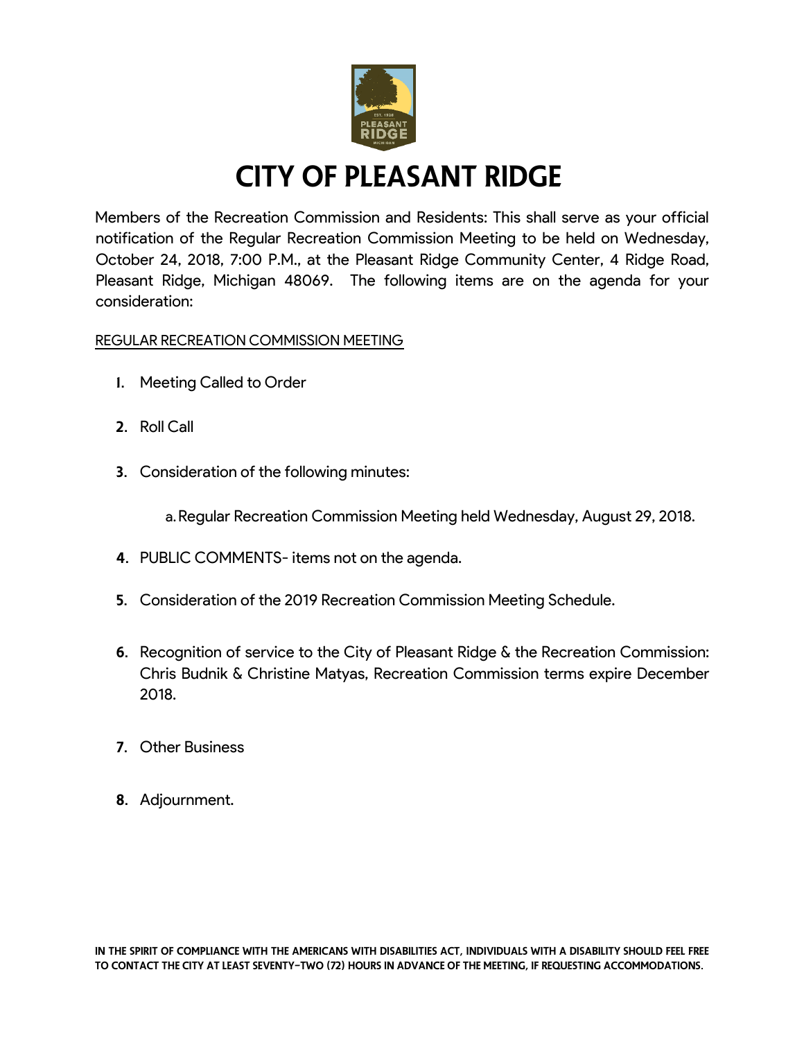# CITY OF PLEASANT RIDGE

Members of the Recreation Commission and Residents: This shall serve as your official notification of the Regular Recreation Commission Meeting to be held on Wednesday, October 24, 2018, 7:00 P.M., at the Pleasant Ridge Community Center, 4 Ridge Road, Pleasant Ridge, Michigan 48069. The following items are on the agenda for your consideration:

REGULAR RECREATION COMMISSION MEETING

1. Meeting Called to Order
2. Roll Call
3. Consideration of the following minutes:
   a. Regular Recreation Commission Meeting held Wednesday, August 29, 2018.
4. PUBLIC COMMENTS- items not on the agenda.
5. Consideration of the 2019 Recreation Commission Meeting Schedule.
6. Recognition of service to the City of Pleasant Ridge & the Recreation Commission: Chris Budnik & Christine Matyas, Recreation Commission terms expire December 2018.
7. Other Business
8. Adjournment.

**IN THE SPIRIT OF COMPLIANCE WITH THE AMERICANS WITH DISABILITIES ACT, INDIVIDUALS WITH A DISABILITY SHOULD FEEL FREE TO CONTACT THE CITY AT LEAST SEVENTY-TWO (72) HOURS IN ADVANCE OF THE MEETING, IF REQUESTING ACCOMMODATIONS.**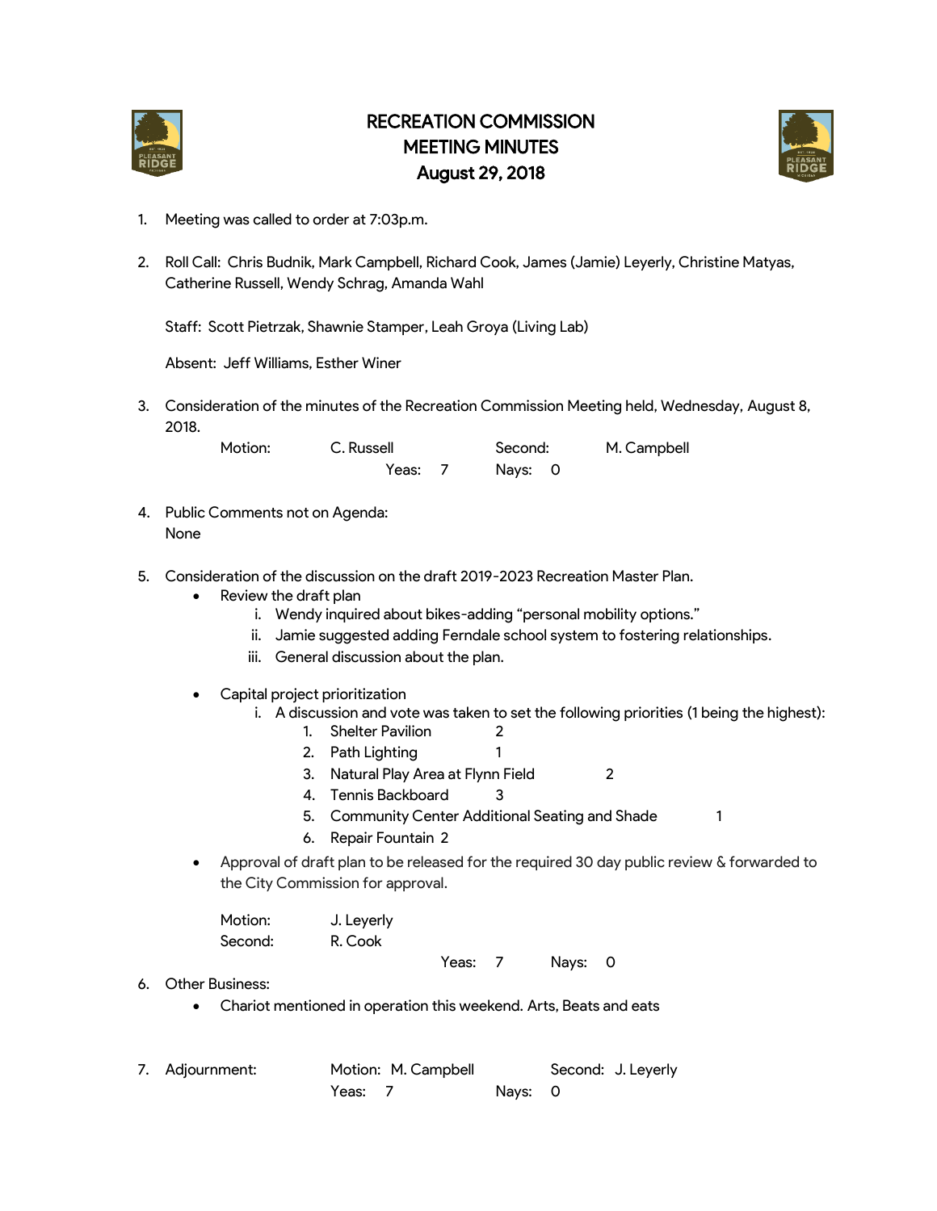# RECREATION COMMISSION MEETING MINUTES August 29, 2018

1. Meeting was called to order at 7:03p.m.

2. Roll Call: Chris Budnik, Mark Campbell, Richard Cook, James (Jamie) Leyerly, Christine Matyas, Catherine Russell, Wendy Schrag, Amanda Wahl

   Staff: Scott Pietrzak, Shawnie Stamper, Leah Groya (Living Lab)

   Absent: Jeff Williams, Esther Winer

3. Consideration of the minutes of the Recreation Commission Meeting held, Wednesday, August 8, 2018.

   Motion: C. Russell Second: M. Campbell
   Yeas: 7 Nays: 0

4. Public Comments not on Agenda:
   None

5. Consideration of the discussion on the draft 2019-2023 Recreation Master Plan.
   - Review the draft plan
     i. Wendy inquired about bikes-adding "personal mobility options."
     ii. Jamie suggested adding Ferndale school system to fostering relationships.
     iii. General discussion about the plan.

   - Capital project prioritization
     i. A discussion and vote was taken to set the following priorities (1 being the highest):
        1. Shelter Pavilion 2
        2. Path Lighting 1
        3. Natural Play Area at Flynn Field 2
        4. Tennis Backboard 3
        5. Community Center Additional Seating and Shade 1
        6. Repair Fountain 2

   - Approval of draft plan to be released for the required 30 day public review & forwarded to the City Commission for approval.

     Motion: J. Leyerly
     Second: R. Cook
     Yeas: 7 Nays: 0

6. Other Business:
   - Chariot mentioned in operation this weekend. Arts, Beats and eats

7. Adjournment: Motion: M. Campbell Second: J. Leyerly
   Yeas: 7 Nays: 0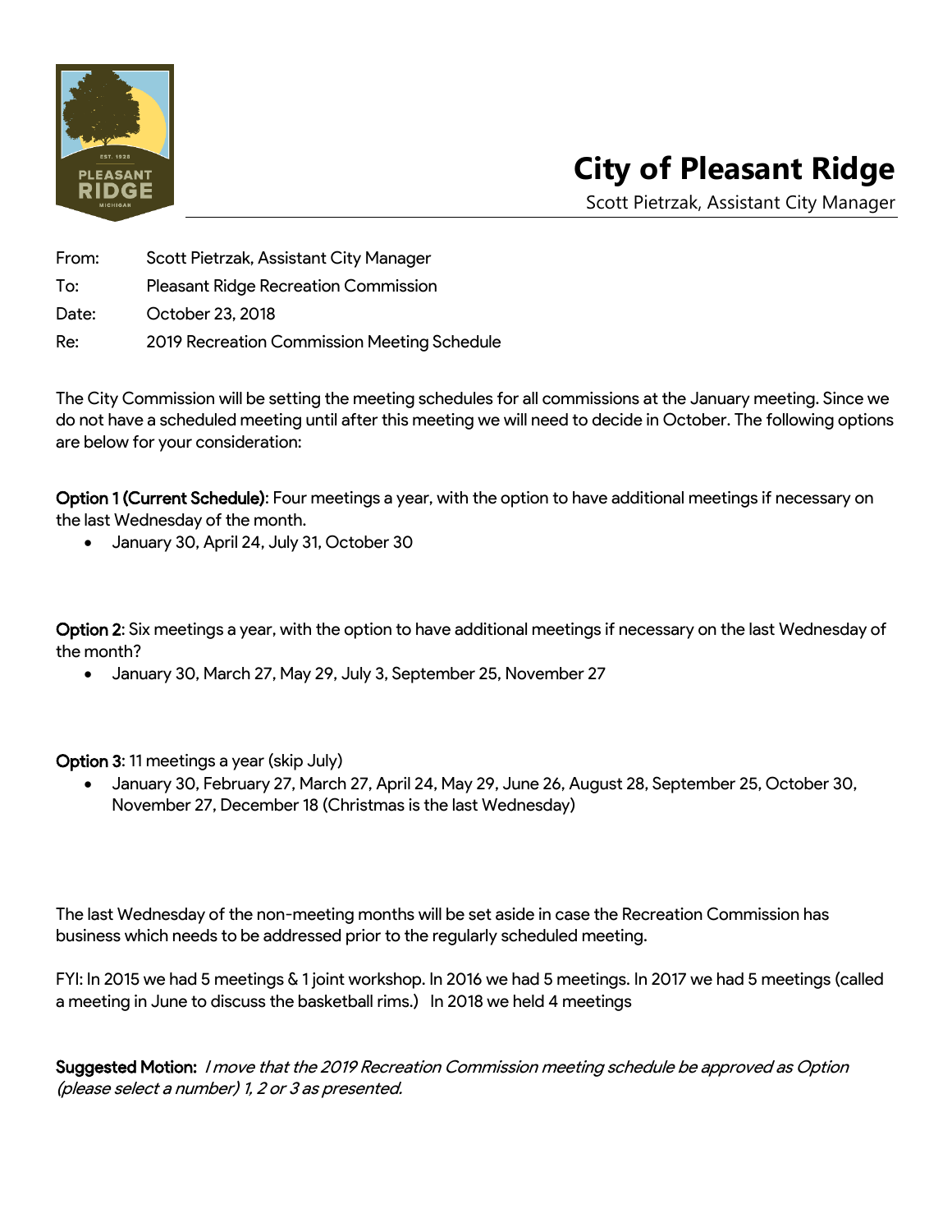# City of Pleasant Ridge

Scott Pietrzak, Assistant City Manager

From: Scott Pietrzak, Assistant City Manager

To: Pleasant Ridge Recreation Commission

Date: October 23, 2018

Re: 2019 Recreation Commission Meeting Schedule

The City Commission will be setting the meeting schedules for all commissions at the January meeting. Since we do not have a scheduled meeting until after this meeting we will need to decide in October. The following options are below for your consideration:

**Option 1 (Current Schedule)**: Four meetings a year, with the option to have additional meetings if necessary on the last Wednesday of the month.

- January 30, April 24, July 31, October 30

**Option 2**: Six meetings a year, with the option to have additional meetings if necessary on the last Wednesday of the month?

- January 30, March 27, May 29, July 3, September 25, November 27

**Option 3**: 11 meetings a year (skip July)

- January 30, February 27, March 27, April 24, May 29, June 26, August 28, September 25, October 30, November 27, December 18 (Christmas is the last Wednesday)

The last Wednesday of the non-meeting months will be set aside in case the Recreation Commission has business which needs to be addressed prior to the regularly scheduled meeting.

FYI: In 2015 we had 5 meetings & 1 joint workshop. In 2016 we had 5 meetings. In 2017 we had 5 meetings (called a meeting in June to discuss the basketball rims.) In 2018 we held 4 meetings

**Suggested Motion:** *I move that the 2019 Recreation Commission meeting schedule be approved as Option (please select a number) 1, 2 or 3 as presented.*